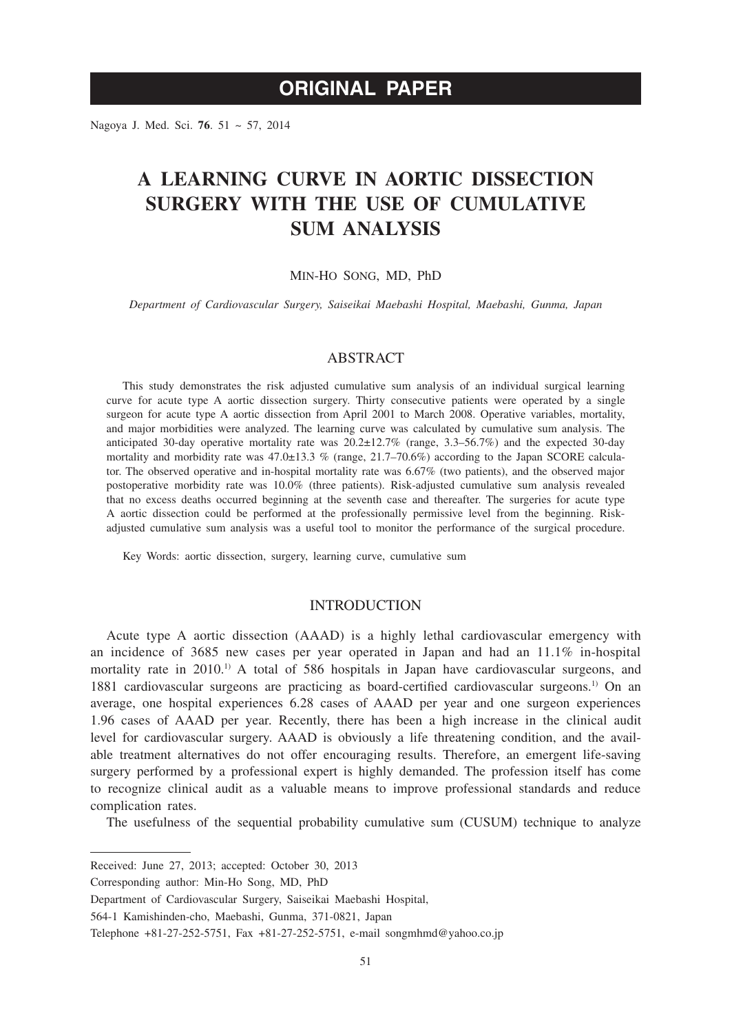**ORIGINAL PAPER**

# A LEARNING CURVE IN AORTIC DISSECTION SURGERY WITH THE USE OF CUMULATIVE SUM ANALYSIS

Min-Ho Song, MD, PhD

*Department of Cardiovascular Surgery, Saiseikai Maebashi Hospital, Maebashi, Gunma, Japan*

## ABSTRACT

This study demonstrates the risk adjusted cumulative sum analysis of an individual surgical learning curve for acute type A aortic dissection surgery. Thirty consecutive patients were operated by a single surgeon for acute type A aortic dissection from April 2001 to March 2008. Operative variables, mortality, and major morbidities were analyzed. The learning curve was calculated by cumulative sum analysis. The anticipated 30-day operative mortality rate was 20.2±12.7% (range, 3.3–56.7%) and the expected 30-day mortality and morbidity rate was 47.0±13.3 % (range, 21.7–70.6%) according to the Japan SCORE calculator. The observed operative and in-hospital mortality rate was 6.67% (two patients), and the observed major postoperative morbidity rate was 10.0% (three patients). Risk-adjusted cumulative sum analysis revealed that no excess deaths occurred beginning at the seventh case and thereafter. The surgeries for acute type A aortic dissection could be performed at the professionally permissive level from the beginning. Risk-adjusted cumulative sum analysis was a useful tool to monitor the performance of the surgical procedure.

Key Words: aortic dissection, surgery, learning curve, cumulative sum

## INTRODUCTION

Acute type A aortic dissection (AAAD) is a highly lethal cardiovascular emergency with an incidence of 3685 new cases per year operated in Japan and had an 11.1% in-hospital mortality rate in 2010.[1] A total of 586 hospitals in Japan have cardiovascular surgeons, and 1881 cardiovascular surgeons are practicing as board-certified cardiovascular surgeons.[1] On an average, one hospital experiences 6.28 cases of AAAD per year and one surgeon experiences 1.96 cases of AAAD per year. Recently, there has been a high increase in the clinical audit level for cardiovascular surgery. AAAD is obviously a life threatening condition, and the available treatment alternatives do not offer encouraging results. Therefore, an emergent life-saving surgery performed by a professional expert is highly demanded. The profession itself has come to recognize clinical audit as a valuable means to improve professional standards and reduce complication rates.

The usefulness of the sequential probability cumulative sum (CUSUM) technique to analyze

---

Received: June 27, 2013; accepted: October 30, 2013

Corresponding author: Min-Ho Song, MD, PhD

Department of Cardiovascular Surgery, Saiseikai Maebashi Hospital,

564-1 Kamishinden-cho, Maebashi, Gunma, 371-0821, Japan

Telephone +81-27-252-5751, Fax +81-27-252-5751, e-mail songmhmd@yahoo.co.jp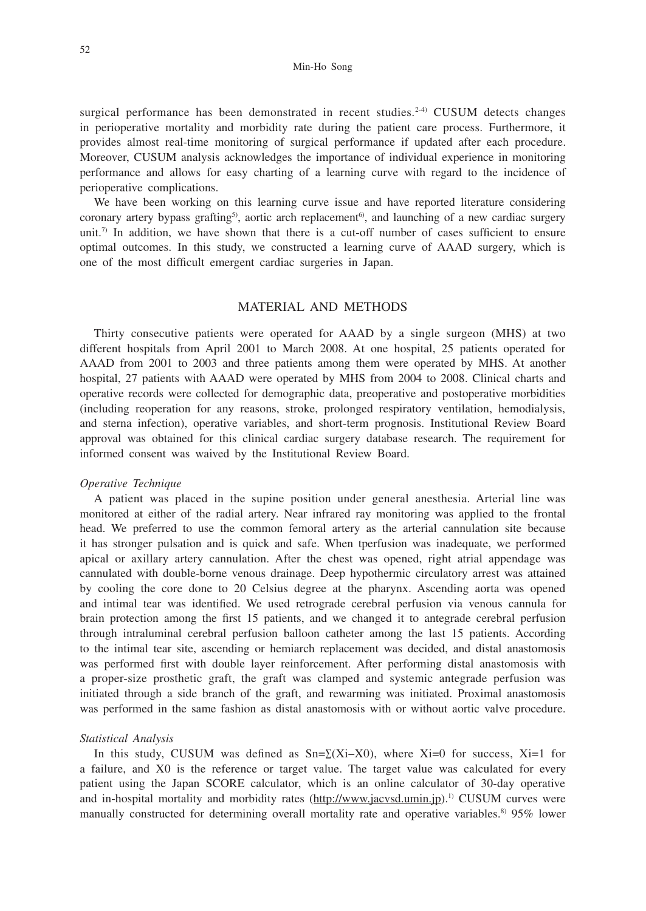surgical performance has been demonstrated in recent studies.[2-4] CUSUM detects changes in perioperative mortality and morbidity rate during the patient care process. Furthermore, it provides almost real-time monitoring of surgical performance if updated after each procedure. Moreover, CUSUM analysis acknowledges the importance of individual experience in monitoring performance and allows for easy charting of a learning curve with regard to the incidence of perioperative complications.

We have been working on this learning curve issue and have reported literature considering coronary artery bypass grafting[5], aortic arch replacement[6], and launching of a new cardiac surgery unit.[7] In addition, we have shown that there is a cut-off number of cases sufficient to ensure optimal outcomes. In this study, we constructed a learning curve of AAAD surgery, which is one of the most difficult emergent cardiac surgeries in Japan.

## MATERIAL AND METHODS

Thirty consecutive patients were operated for AAAD by a single surgeon (MHS) at two different hospitals from April 2001 to March 2008. At one hospital, 25 patients operated for AAAD from 2001 to 2003 and three patients among them were operated by MHS. At another hospital, 27 patients with AAAD were operated by MHS from 2004 to 2008. Clinical charts and operative records were collected for demographic data, preoperative and postoperative morbidities (including reoperation for any reasons, stroke, prolonged respiratory ventilation, hemodialysis, and sterna infection), operative variables, and short-term prognosis. Institutional Review Board approval was obtained for this clinical cardiac surgery database research. The requirement for informed consent was waived by the Institutional Review Board.

### *Operative Technique*

A patient was placed in the supine position under general anesthesia. Arterial line was monitored at either of the radial artery. Near infrared ray monitoring was applied to the frontal head. We preferred to use the common femoral artery as the arterial cannulation site because it has stronger pulsation and is quick and safe. When tperfusion was inadequate, we performed apical or axillary artery cannulation. After the chest was opened, right atrial appendage was cannulated with double-borne venous drainage. Deep hypothermic circulatory arrest was attained by cooling the core done to 20 Celsius degree at the pharynx. Ascending aorta was opened and intimal tear was identified. We used retrograde cerebral perfusion via venous cannula for brain protection among the first 15 patients, and we changed it to antegrade cerebral perfusion through intraluminal cerebral perfusion balloon catheter among the last 15 patients. According to the intimal tear site, ascending or hemiarch replacement was decided, and distal anastomosis was performed first with double layer reinforcement. After performing distal anastomosis with a proper-size prosthetic graft, the graft was clamped and systemic antegrade perfusion was initiated through a side branch of the graft, and rewarming was initiated. Proximal anastomosis was performed in the same fashion as distal anastomosis with or without aortic valve procedure.

### *Statistical Analysis*

In this study, CUSUM was defined as $S_n=\sum(X_i–X_0)$, where $X_i=0$ for success, $X_i=1$ for a failure, and $X_0$ is the reference or target value. The target value was calculated for every patient using the Japan SCORE calculator, which is an online calculator of 30-day operative and in-hospital mortality and morbidity rates (http://www.jacvsd.umin.jp).[1] CUSUM curves were manually constructed for determining overall mortality rate and operative variables.[8] 95% lower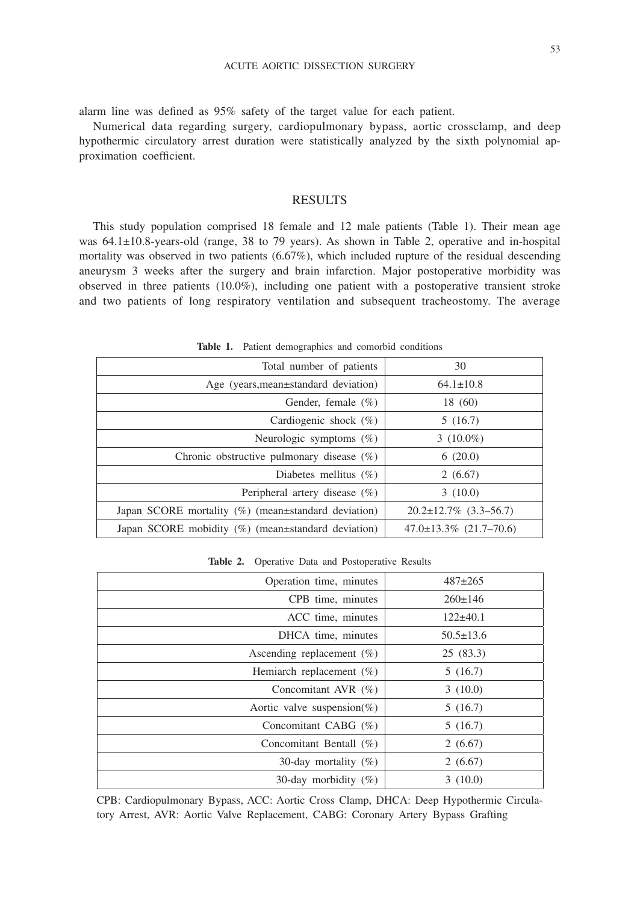alarm line was defined as 95% safety of the target value for each patient.

Numerical data regarding surgery, cardiopulmonary bypass, aortic crossclamp, and deep hypothermic circulatory arrest duration were statistically analyzed by the sixth polynomial approximation coefficient.

## RESULTS

This study population comprised 18 female and 12 male patients (Table 1). Their mean age was 64.1±10.8-years-old (range, 38 to 79 years). As shown in Table 2, operative and in-hospital mortality was observed in two patients (6.67%), which included rupture of the residual descending aneurysm 3 weeks after the surgery and brain infarction. Major postoperative morbidity was observed in three patients (10.0%), including one patient with a postoperative transient stroke and two patients of long respiratory ventilation and subsequent tracheostomy. The average

**Table 1.** Patient demographics and comorbid conditions

| | |
|---|---|
| Total number of patients | 30 |
| Age (years,mean±standard deviation) | 64.1±10.8 |
| Gender, female (%) | 18 (60) |
| Cardiogenic shock (%) | 5 (16.7) |
| Neurologic symptoms (%) | 3 (10.0%) |
| Chronic obstructive pulmonary disease (%) | 6 (20.0) |
| Diabetes mellitus (%) | 2 (6.67) |
| Peripheral artery disease (%) | 3 (10.0) |
| Japan SCORE mortality (%) (mean±standard deviation) | 20.2±12.7% (3.3–56.7) |
| Japan SCORE mobidity (%) (mean±standard deviation) | 47.0±13.3% (21.7–70.6) |

**Table 2.** Operative Data and Postoperative Results

| | |
|---|---|
| Operation time, minutes | 487±265 |
| CPB time, minutes | 260±146 |
| ACC time, minutes | 122±40.1 |
| DHCA time, minutes | 50.5±13.6 |
| Ascending replacement (%) | 25 (83.3) |
| Hemiarch replacement (%) | 5 (16.7) |
| Concomitant AVR (%) | 3 (10.0) |
| Aortic valve suspension(%) | 5 (16.7) |
| Concomitant CABG (%) | 5 (16.7) |
| Concomitant Bentall (%) | 2 (6.67) |
| 30-day mortality (%) | 2 (6.67) |
| 30-day morbidity (%) | 3 (10.0) |

CPB: Cardiopulmonary Bypass, ACC: Aortic Cross Clamp, DHCA: Deep Hypothermic Circulatory Arrest, AVR: Aortic Valve Replacement, CABG: Coronary Artery Bypass Grafting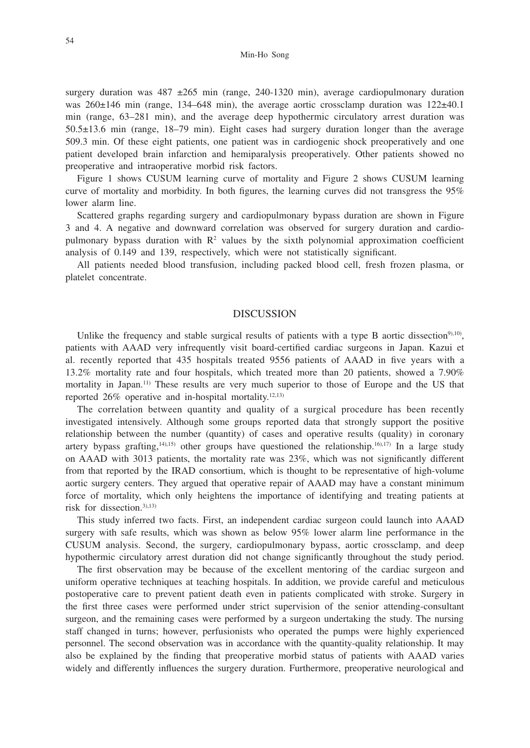surgery duration was 487 ±265 min (range, 240-1320 min), average cardiopulmonary duration was 260±146 min (range, 134–648 min), the average aortic crossclamp duration was 122±40.1 min (range, 63–281 min), and the average deep hypothermic circulatory arrest duration was 50.5±13.6 min (range, 18–79 min). Eight cases had surgery duration longer than the average 509.3 min. Of these eight patients, one patient was in cardiogenic shock preoperatively and one patient developed brain infarction and hemiparalysis preoperatively. Other patients showed no preoperative and intraoperative morbid risk factors.

Figure 1 shows CUSUM learning curve of mortality and Figure 2 shows CUSUM learning curve of mortality and morbidity. In both figures, the learning curves did not transgress the 95% lower alarm line.

Scattered graphs regarding surgery and cardiopulmonary bypass duration are shown in Figure 3 and 4. A negative and downward correlation was observed for surgery duration and cardiopulmonary bypass duration with $R^2$ values by the sixth polynomial approximation coefficient analysis of 0.149 and 139, respectively, which were not statistically significant.

All patients needed blood transfusion, including packed blood cell, fresh frozen plasma, or platelet concentrate.

## DISCUSSION

Unlike the frequency and stable surgical results of patients with a type B aortic dissection[9),10)], patients with AAAD very infrequently visit board-certified cardiac surgeons in Japan. Kazui et al. recently reported that 435 hospitals treated 9556 patients of AAAD in five years with a 13.2% mortality rate and four hospitals, which treated more than 20 patients, showed a 7.90% mortality in Japan.[11)] These results are very much superior to those of Europe and the US that reported 26% operative and in-hospital mortality.[12,13)]

The correlation between quantity and quality of a surgical procedure has been recently investigated intensively. Although some groups reported data that strongly support the positive relationship between the number (quantity) of cases and operative results (quality) in coronary artery bypass grafting,[14),15)] other groups have questioned the relationship.[16),17)] In a large study on AAAD with 3013 patients, the mortality rate was 23%, which was not significantly different from that reported by the IRAD consortium, which is thought to be representative of high-volume aortic surgery centers. They argued that operative repair of AAAD may have a constant minimum force of mortality, which only heightens the importance of identifying and treating patients at risk for dissection.[3),13)]

This study inferred two facts. First, an independent cardiac surgeon could launch into AAAD surgery with safe results, which was shown as below 95% lower alarm line performance in the CUSUM analysis. Second, the surgery, cardiopulmonary bypass, aortic crossclamp, and deep hypothermic circulatory arrest duration did not change significantly throughout the study period.

The first observation may be because of the excellent mentoring of the cardiac surgeon and uniform operative techniques at teaching hospitals. In addition, we provide careful and meticulous postoperative care to prevent patient death even in patients complicated with stroke. Surgery in the first three cases were performed under strict supervision of the senior attending-consultant surgeon, and the remaining cases were performed by a surgeon undertaking the study. The nursing staff changed in turns; however, perfusionists who operated the pumps were highly experienced personnel. The second observation was in accordance with the quantity-quality relationship. It may also be explained by the finding that preoperative morbid status of patients with AAAD varies widely and differently influences the surgery duration. Furthermore, preoperative neurological and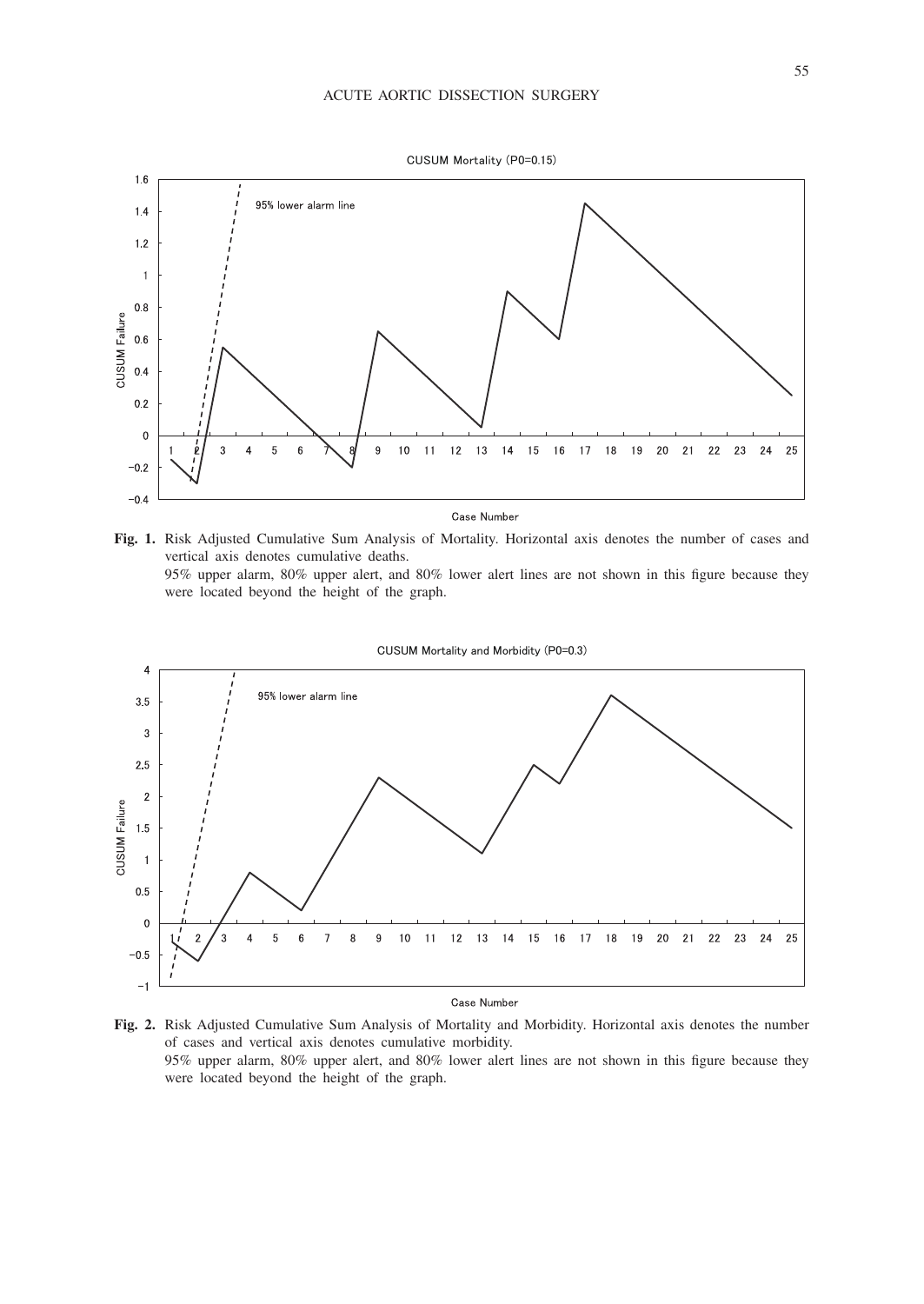**Fig. 1.** Risk Adjusted Cumulative Sum Analysis of Mortality. Horizontal axis denotes the number of cases and vertical axis denotes cumulative deaths.
95% upper alarm, 80% upper alert, and 80% lower alert lines are not shown in this figure because they were located beyond the height of the graph.

**Fig. 2.** Risk Adjusted Cumulative Sum Analysis of Mortality and Morbidity. Horizontal axis denotes the number of cases and vertical axis denotes cumulative morbidity.
95% upper alarm, 80% upper alert, and 80% lower alert lines are not shown in this figure because they were located beyond the height of the graph.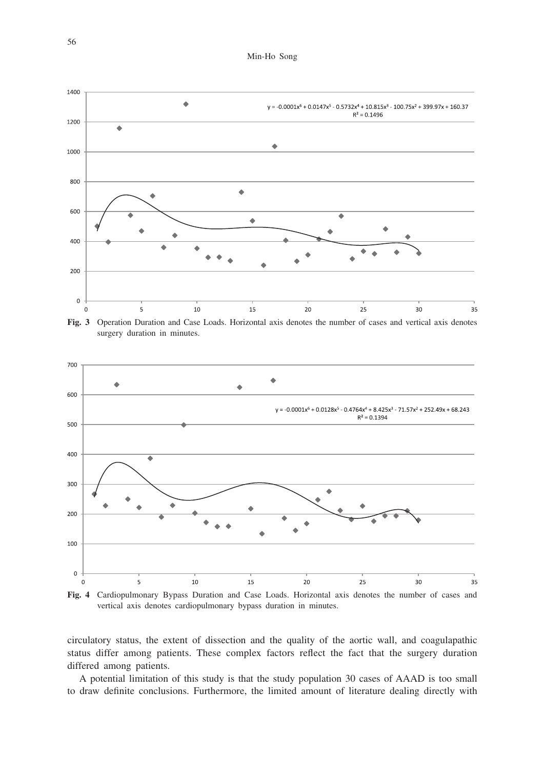**Fig. 3** Operation Duration and Case Loads. Horizontal axis denotes the number of cases and vertical axis denotes surgery duration in minutes.

**Fig. 4** Cardiopulmonary Bypass Duration and Case Loads. Horizontal axis denotes the number of cases and vertical axis denotes cardiopulmonary bypass duration in minutes.

circulatory status, the extent of dissection and the quality of the aortic wall, and coagulapathic status differ among patients. These complex factors reflect the fact that the surgery duration differed among patients.

A potential limitation of this study is that the study population 30 cases of AAAD is too small to draw definite conclusions. Furthermore, the limited amount of literature dealing directly with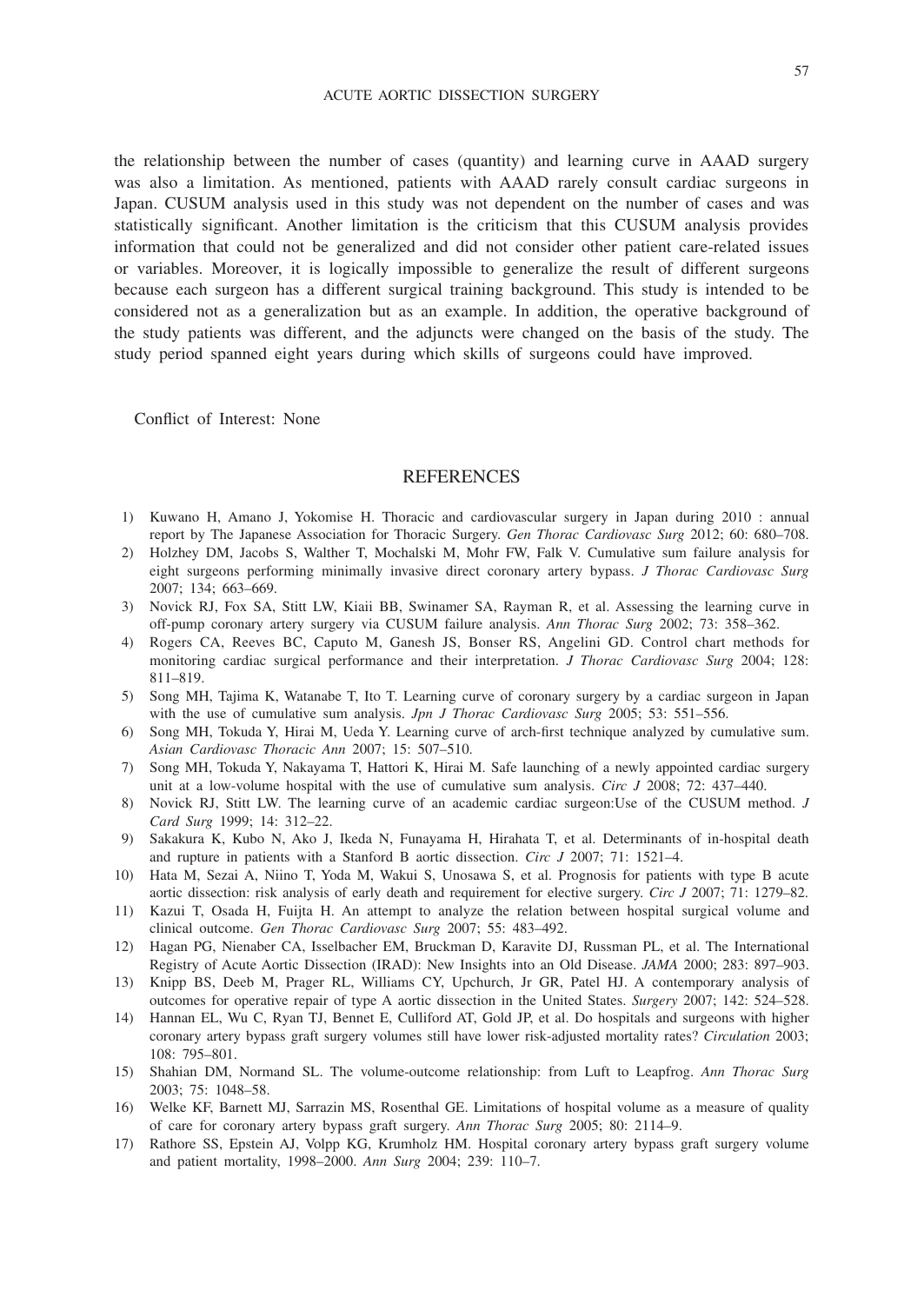the relationship between the number of cases (quantity) and learning curve in AAAD surgery was also a limitation. As mentioned, patients with AAAD rarely consult cardiac surgeons in Japan. CUSUM analysis used in this study was not dependent on the number of cases and was statistically significant. Another limitation is the criticism that this CUSUM analysis provides information that could not be generalized and did not consider other patient care-related issues or variables. Moreover, it is logically impossible to generalize the result of different surgeons because each surgeon has a different surgical training background. This study is intended to be considered not as a generalization but as an example. In addition, the operative background of the study patients was different, and the adjuncts were changed on the basis of the study. The study period spanned eight years during which skills of surgeons could have improved.

Conflict of Interest: None

## REFERENCES

1) Kuwano H, Amano J, Yokomise H. Thoracic and cardiovascular surgery in Japan during 2010 : annual report by The Japanese Association for Thoracic Surgery. *Gen Thorac Cardiovasc Surg* 2012; 60: 680–708.
2) Holzhey DM, Jacobs S, Walther T, Mochalski M, Mohr FW, Falk V. Cumulative sum failure analysis for eight surgeons performing minimally invasive direct coronary artery bypass. *J Thorac Cardiovasc Surg* 2007; 134; 663–669.
3) Novick RJ, Fox SA, Stitt LW, Kiaii BB, Swinamer SA, Rayman R, et al. Assessing the learning curve in off-pump coronary artery surgery via CUSUM failure analysis. *Ann Thorac Surg* 2002; 73: 358–362.
4) Rogers CA, Reeves BC, Caputo M, Ganesh JS, Bonser RS, Angelini GD. Control chart methods for monitoring cardiac surgical performance and their interpretation. *J Thorac Cardiovasc Surg* 2004; 128: 811–819.
5) Song MH, Tajima K, Watanabe T, Ito T. Learning curve of coronary surgery by a cardiac surgeon in Japan with the use of cumulative sum analysis. *Jpn J Thorac Cardiovasc Surg* 2005; 53: 551–556.
6) Song MH, Tokuda Y, Hirai M, Ueda Y. Learning curve of arch-first technique analyzed by cumulative sum. *Asian Cardiovasc Thoracic Ann* 2007; 15: 507–510.
7) Song MH, Tokuda Y, Nakayama T, Hattori K, Hirai M. Safe launching of a newly appointed cardiac surgery unit at a low-volume hospital with the use of cumulative sum analysis. *Circ J* 2008; 72: 437–440.
8) Novick RJ, Stitt LW. The learning curve of an academic cardiac surgeon:Use of the CUSUM method. *J Card Surg* 1999; 14: 312–22.
9) Sakakura K, Kubo N, Ako J, Ikeda N, Funayama H, Hirahata T, et al. Determinants of in-hospital death and rupture in patients with a Stanford B aortic dissection. *Circ J* 2007; 71: 1521–4.
10) Hata M, Sezai A, Niino T, Yoda M, Wakui S, Unosawa S, et al. Prognosis for patients with type B acute aortic dissection: risk analysis of early death and requirement for elective surgery. *Circ J* 2007; 71: 1279–82.
11) Kazui T, Osada H, Fuijta H. An attempt to analyze the relation between hospital surgical volume and clinical outcome. *Gen Thorac Cardiovasc Surg* 2007; 55: 483–492.
12) Hagan PG, Nienaber CA, Isselbacher EM, Bruckman D, Karavite DJ, Russman PL, et al. The International Registry of Acute Aortic Dissection (IRAD): New Insights into an Old Disease. *JAMA* 2000; 283: 897–903.
13) Knipp BS, Deeb M, Prager RL, Williams CY, Upchurch, Jr GR, Patel HJ. A contemporary analysis of outcomes for operative repair of type A aortic dissection in the United States. *Surgery* 2007; 142: 524–528.
14) Hannan EL, Wu C, Ryan TJ, Bennet E, Culliford AT, Gold JP, et al. Do hospitals and surgeons with higher coronary artery bypass graft surgery volumes still have lower risk-adjusted mortality rates? *Circulation* 2003; 108: 795–801.
15) Shahian DM, Normand SL. The volume-outcome relationship: from Luft to Leapfrog. *Ann Thorac Surg* 2003; 75: 1048–58.
16) Welke KF, Barnett MJ, Sarrazin MS, Rosenthal GE. Limitations of hospital volume as a measure of quality of care for coronary artery bypass graft surgery. *Ann Thorac Surg* 2005; 80: 2114–9.
17) Rathore SS, Epstein AJ, Volpp KG, Krumholz HM. Hospital coronary artery bypass graft surgery volume and patient mortality, 1998–2000. *Ann Surg* 2004; 239: 110–7.